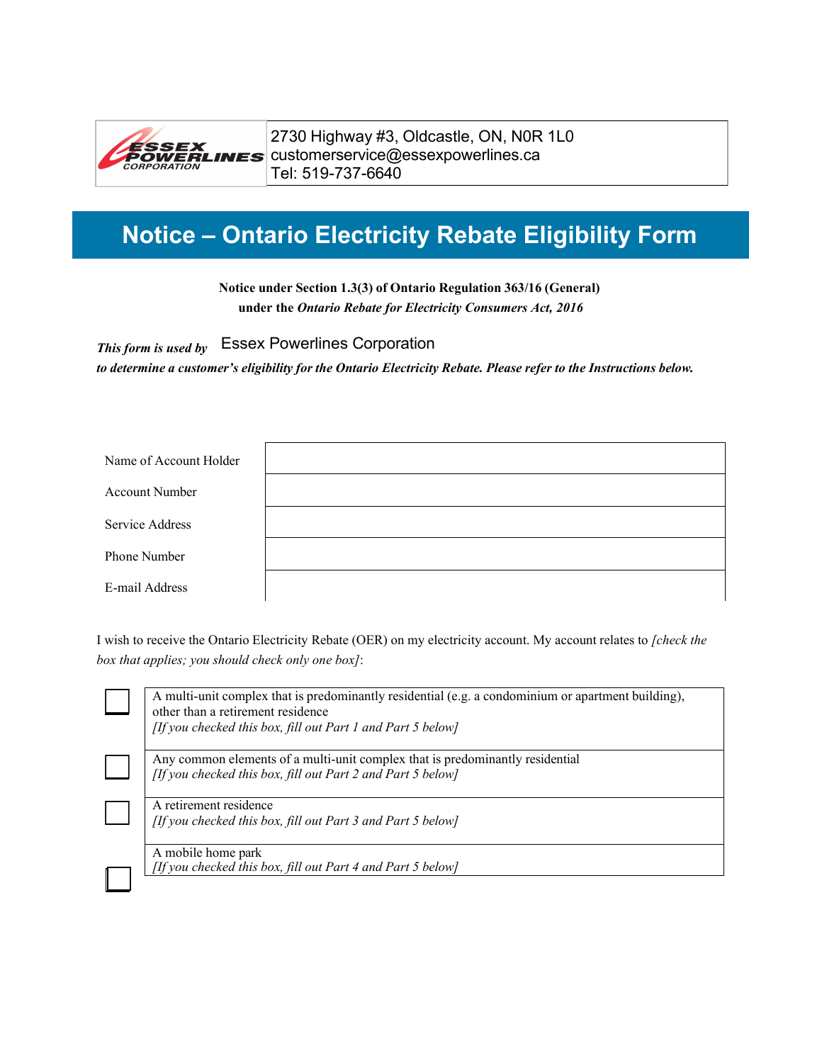ESSEX POWERLINES CORPORATION

2730 Highway #3, Oldcastle, ON, N0R 1L0
customerservice@essexpowerlines.ca
Tel: 519-737-6640

# Notice – Ontario Electricity Rebate Eligibility Form

**Notice under Section 1.3(3) of Ontario Regulation 363/16 (General)**
**under the *Ontario Rebate for Electricity Consumers Act, 2016***

***This form is used by*** Essex Powerlines Corporation
***to determine a customer's eligibility for the Ontario Electricity Rebate. Please refer to the Instructions below.***

| | |
|---|---|
| Name of Account Holder | |
| Account Number | |
| Service Address | |
| Phone Number | |
| E-mail Address | |

I wish to receive the Ontario Electricity Rebate (OER) on my electricity account. My account relates to *[check the box that applies; you should check only one box]*:

| | |
|---|---|
| ☐ | A multi-unit complex that is predominantly residential (e.g. a condominium or apartment building), other than a retirement residence *[If you checked this box, fill out Part 1 and Part 5 below]* |
| ☐ | Any common elements of a multi-unit complex that is predominantly residential *[If you checked this box, fill out Part 2 and Part 5 below]* |
| ☐ | A retirement residence *[If you checked this box, fill out Part 3 and Part 5 below]* |
| ☐ | A mobile home park *[If you checked this box, fill out Part 4 and Part 5 below]* |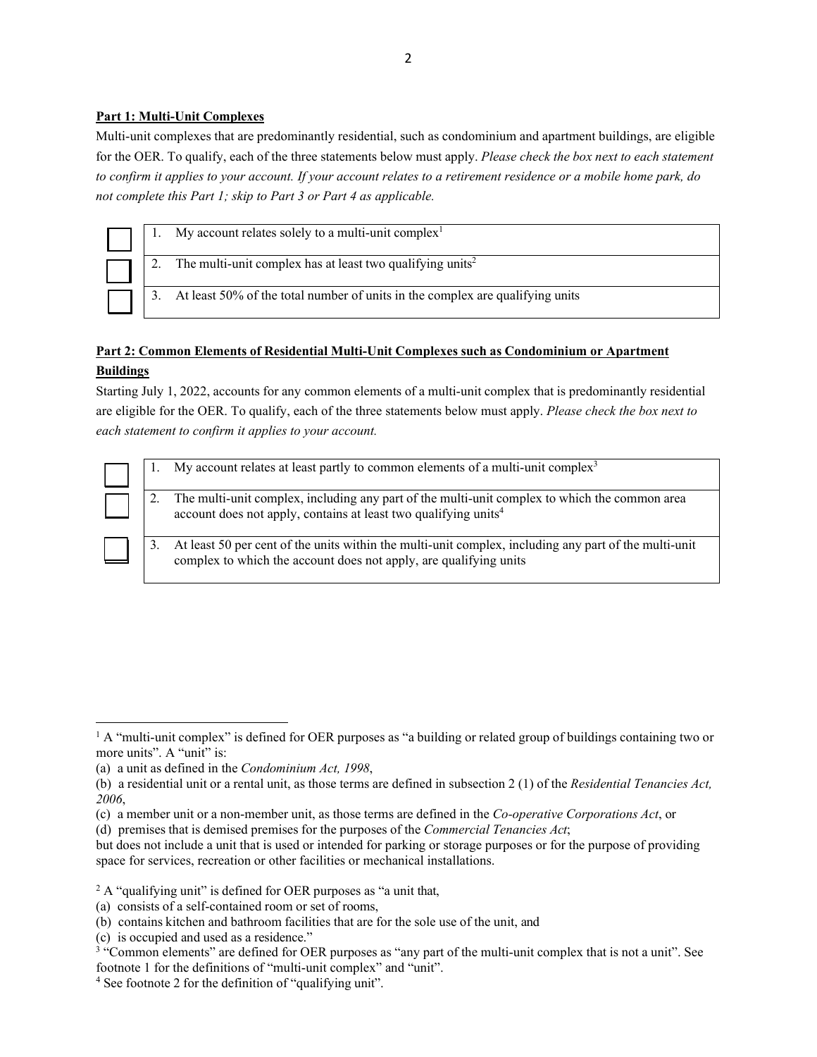**Part 1: Multi-Unit Complexes**

Multi-unit complexes that are predominantly residential, such as condominium and apartment buildings, are eligible for the OER. To qualify, each of the three statements below must apply. *Please check the box next to each statement to confirm it applies to your account. If your account relates to a retirement residence or a mobile home park, do not complete this Part 1; skip to Part 3 or Part 4 as applicable.*

| | |
|---|---|
| ☐ | 1. My account relates solely to a multi-unit complex[1] |
| ☐ | 2. The multi-unit complex has at least two qualifying units[2] |
| ☐ | 3. At least 50% of the total number of units in the complex are qualifying units |

**Part 2: Common Elements of Residential Multi-Unit Complexes such as Condominium or Apartment Buildings**

Starting July 1, 2022, accounts for any common elements of a multi-unit complex that is predominantly residential are eligible for the OER. To qualify, each of the three statements below must apply. *Please check the box next to each statement to confirm it applies to your account.*

| | |
|---|---|
| ☐ | 1. My account relates at least partly to common elements of a multi-unit complex[3] |
| ☐ | 2. The multi-unit complex, including any part of the multi-unit complex to which the common area account does not apply, contains at least two qualifying units[4] |
| ☐ | 3. At least 50 per cent of the units within the multi-unit complex, including any part of the multi-unit complex to which the account does not apply, are qualifying units |

---

[1] A "multi-unit complex" is defined for OER purposes as "a building or related group of buildings containing two or more units". A "unit" is:

(a) a unit as defined in the *Condominium Act, 1998*,

(b) a residential unit or a rental unit, as those terms are defined in subsection 2 (1) of the *Residential Tenancies Act, 2006*,

(c) a member unit or a non-member unit, as those terms are defined in the *Co-operative Corporations Act*, or

(d) premises that is demised premises for the purposes of the *Commercial Tenancies Act*;

but does not include a unit that is used or intended for parking or storage purposes or for the purpose of providing space for services, recreation or other facilities or mechanical installations.

[2] A "qualifying unit" is defined for OER purposes as "a unit that,

(a) consists of a self-contained room or set of rooms,

(b) contains kitchen and bathroom facilities that are for the sole use of the unit, and

(c) is occupied and used as a residence."

[3] "Common elements" are defined for OER purposes as "any part of the multi-unit complex that is not a unit". See footnote 1 for the definitions of "multi-unit complex" and "unit".

[4] See footnote 2 for the definition of "qualifying unit".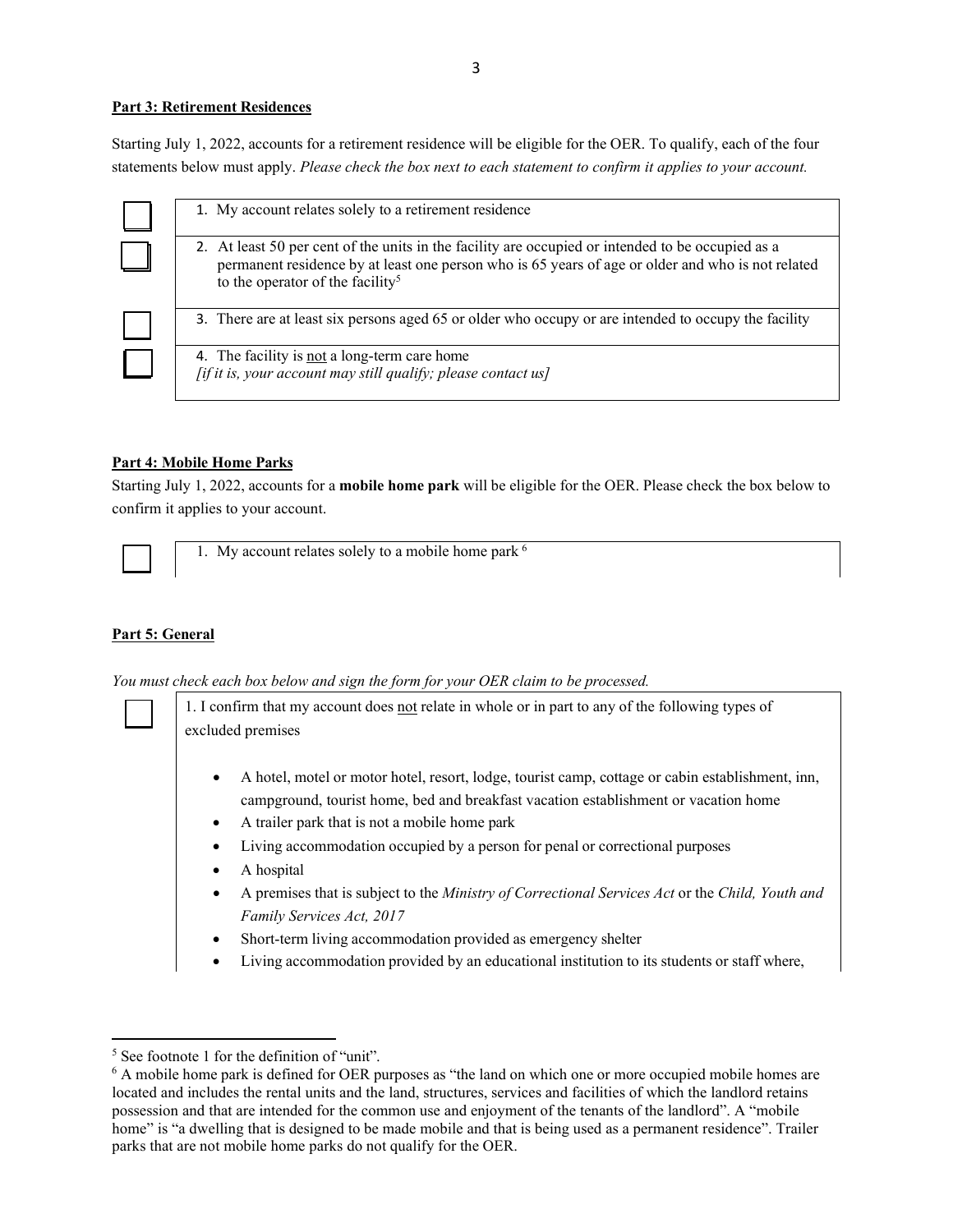**Part 3: Retirement Residences**

Starting July 1, 2022, accounts for a retirement residence will be eligible for the OER. To qualify, each of the four statements below must apply. *Please check the box next to each statement to confirm it applies to your account.*

| | |
|---|---|
| ☐ | 1. My account relates solely to a retirement residence |
| ☐ | 2. At least 50 per cent of the units in the facility are occupied or intended to be occupied as a permanent residence by at least one person who is 65 years of age or older and who is not related to the operator of the facility[5] |
| ☐ | 3. There are at least six persons aged 65 or older who occupy or are intended to occupy the facility |
| ☐ | 4. The facility is not a long-term care home *[if it is, your account may still qualify; please contact us]* |

**Part 4: Mobile Home Parks**

Starting July 1, 2022, accounts for a **mobile home park** will be eligible for the OER. Please check the box below to confirm it applies to your account.

| | |
|---|---|
| ☐ | 1. My account relates solely to a mobile home park [6] |

**Part 5: General**

*You must check each box below and sign the form for your OER claim to be processed.*

☐ 1. I confirm that my account does not relate in whole or in part to any of the following types of excluded premises

- A hotel, motel or motor hotel, resort, lodge, tourist camp, cottage or cabin establishment, inn, campground, tourist home, bed and breakfast vacation establishment or vacation home
- A trailer park that is not a mobile home park
- Living accommodation occupied by a person for penal or correctional purposes
- A hospital
- A premises that is subject to the *Ministry of Correctional Services Act* or the *Child, Youth and Family Services Act, 2017*
- Short-term living accommodation provided as emergency shelter
- Living accommodation provided by an educational institution to its students or staff where,

---

[5] See footnote 1 for the definition of "unit".

[6] A mobile home park is defined for OER purposes as "the land on which one or more occupied mobile homes are located and includes the rental units and the land, structures, services and facilities of which the landlord retains possession and that are intended for the common use and enjoyment of the tenants of the landlord". A "mobile home" is "a dwelling that is designed to be made mobile and that is being used as a permanent residence". Trailer parks that are not mobile home parks do not qualify for the OER.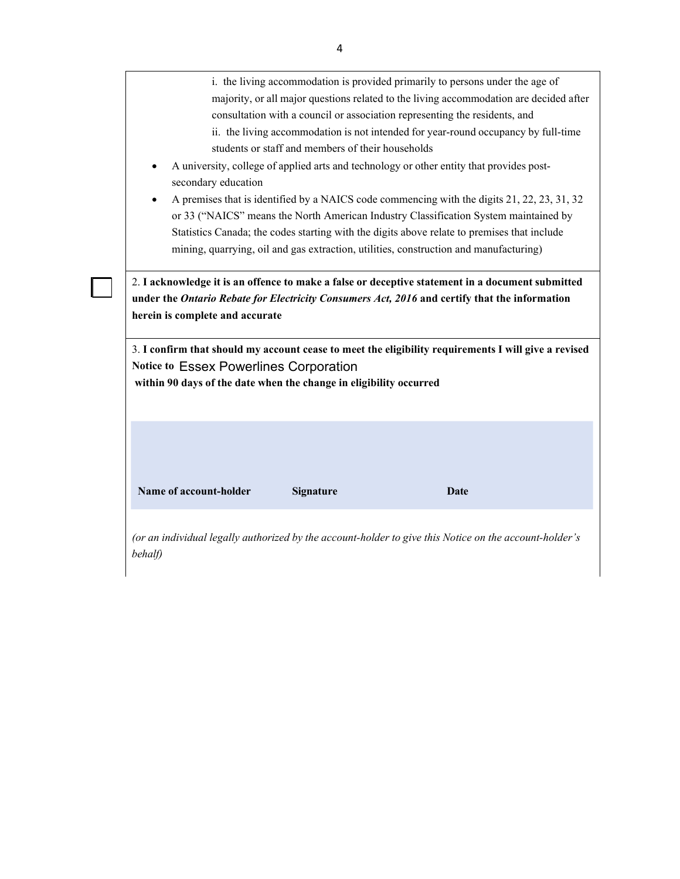i. the living accommodation is provided primarily to persons under the age of majority, or all major questions related to the living accommodation are decided after consultation with a council or association representing the residents, and

ii. the living accommodation is not intended for year-round occupancy by full-time students or staff and members of their households

- A university, college of applied arts and technology or other entity that provides post-secondary education
- A premises that is identified by a NAICS code commencing with the digits 21, 22, 23, 31, 32 or 33 ("NAICS" means the North American Industry Classification System maintained by Statistics Canada; the codes starting with the digits above relate to premises that include mining, quarrying, oil and gas extraction, utilities, construction and manufacturing)

☐ 2. **I acknowledge it is an offence to make a false or deceptive statement in a document submitted under the *Ontario Rebate for Electricity Consumers Act, 2016* and certify that the information herein is complete and accurate**

3. **I confirm that should my account cease to meet the eligibility requirements I will give a revised Notice to** Essex Powerlines Corporation **within 90 days of the date when the change in eligibility occurred**

| **Name of account-holder** | **Signature** | **Date** |
| --- | --- | --- |
| | | |

*(or an individual legally authorized by the account-holder to give this Notice on the account-holder's behalf)*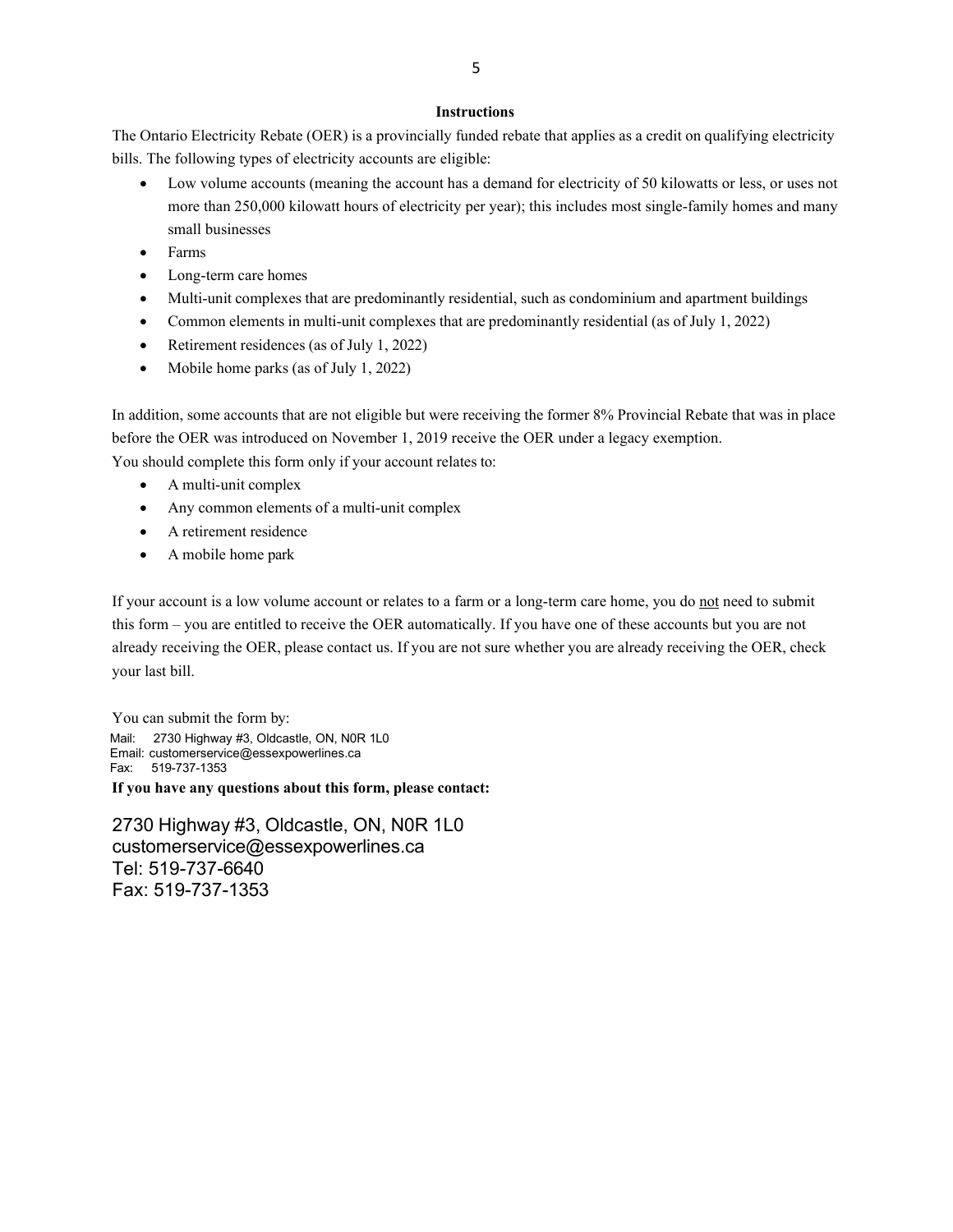## Instructions

The Ontario Electricity Rebate (OER) is a provincially funded rebate that applies as a credit on qualifying electricity bills. The following types of electricity accounts are eligible:

- Low volume accounts (meaning the account has a demand for electricity of 50 kilowatts or less, or uses not more than 250,000 kilowatt hours of electricity per year); this includes most single-family homes and many small businesses
- Farms
- Long-term care homes
- Multi-unit complexes that are predominantly residential, such as condominium and apartment buildings
- Common elements in multi-unit complexes that are predominantly residential (as of July 1, 2022)
- Retirement residences (as of July 1, 2022)
- Mobile home parks (as of July 1, 2022)

In addition, some accounts that are not eligible but were receiving the former 8% Provincial Rebate that was in place before the OER was introduced on November 1, 2019 receive the OER under a legacy exemption.

You should complete this form only if your account relates to:

- A multi-unit complex
- Any common elements of a multi-unit complex
- A retirement residence
- A mobile home park

If your account is a low volume account or relates to a farm or a long-term care home, you do <u>not</u> need to submit this form – you are entitled to receive the OER automatically. If you have one of these accounts but you are not already receiving the OER, please contact us. If you are not sure whether you are already receiving the OER, check your last bill.

You can submit the form by:

Mail: 2730 Highway #3, Oldcastle, ON, N0R 1L0
Email: customerservice@essexpowerlines.ca
Fax: 519-737-1353

**If you have any questions about this form, please contact:**

2730 Highway #3, Oldcastle, ON, N0R 1L0
customerservice@essexpowerlines.ca
Tel: 519-737-6640
Fax: 519-737-1353